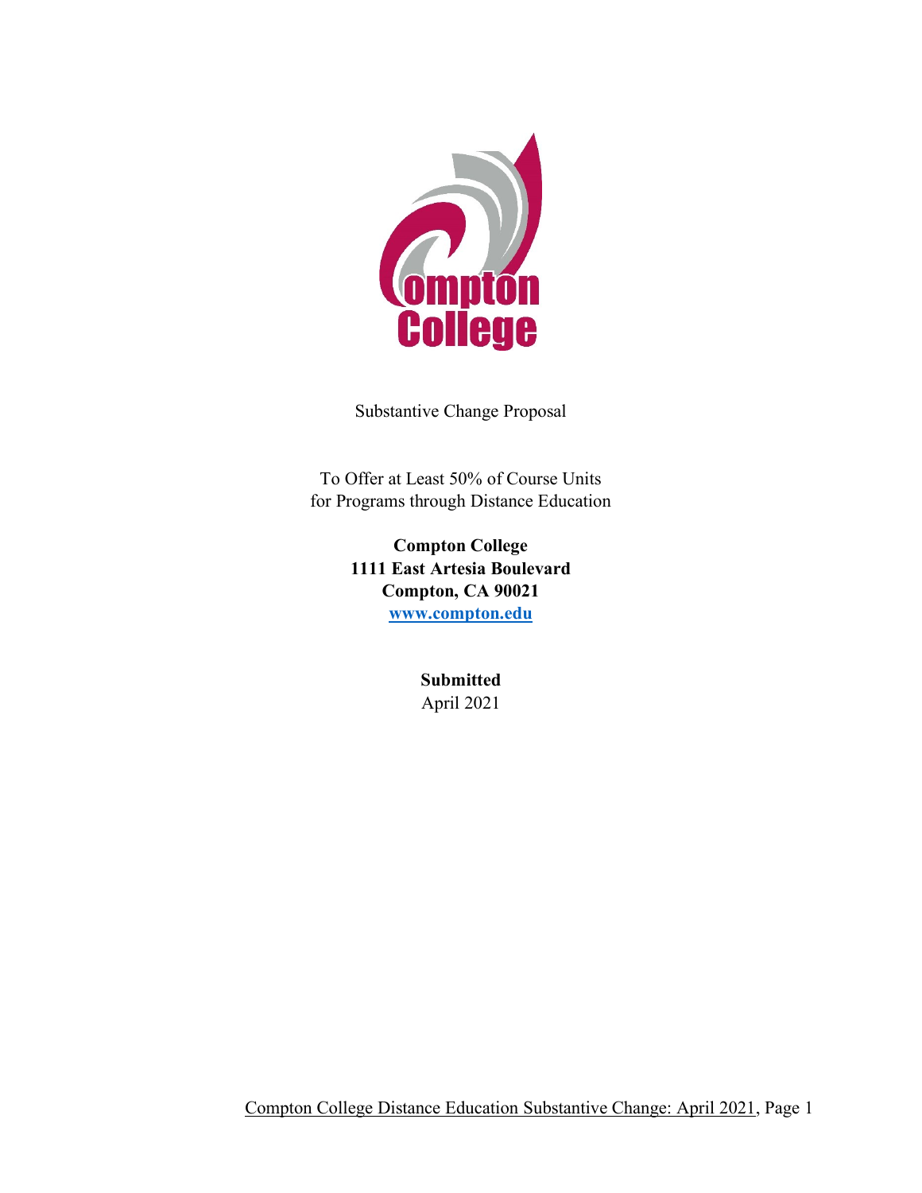Substantive Change Proposal

To Offer at Least 50% of Course Units
for Programs through Distance Education

**Compton College**
**1111 East Artesia Boulevard**
**Compton, CA 90021**
**[www.compton.edu](http://www.compton.edu)**

**Submitted**
April 2021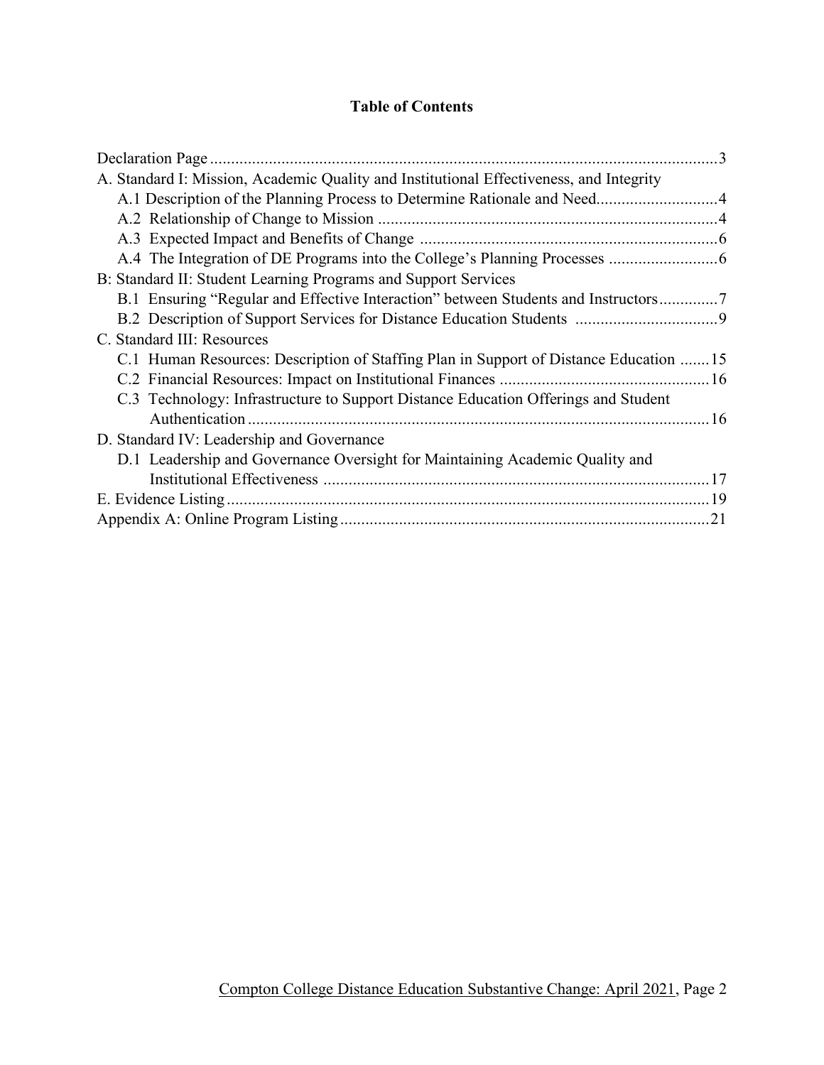**Table of Contents**

Declaration Page ........................................................ 3

A. Standard I: Mission, Academic Quality and Institutional Effectiveness, and Integrity

- A.1 Description of the Planning Process to Determine Rationale and Need ........................ 4
- A.2 Relationship of Change to Mission ........................ 4
- A.3 Expected Impact and Benefits of Change ........................ 6
- A.4 The Integration of DE Programs into the College's Planning Processes ........................ 6

B: Standard II: Student Learning Programs and Support Services

- B.1 Ensuring "Regular and Effective Interaction" between Students and Instructors ........................ 7
- B.2 Description of Support Services for Distance Education Students ........................ 9

C. Standard III: Resources

- C.1 Human Resources: Description of Staffing Plan in Support of Distance Education ........................ 15
- C.2 Financial Resources: Impact on Institutional Finances ........................ 16
- C.3 Technology: Infrastructure to Support Distance Education Offerings and Student Authentication ........................ 16

D. Standard IV: Leadership and Governance

- D.1 Leadership and Governance Oversight for Maintaining Academic Quality and Institutional Effectiveness ........................ 17

E. Evidence Listing ........................................................ 19

Appendix A: Online Program Listing ........................................................ 21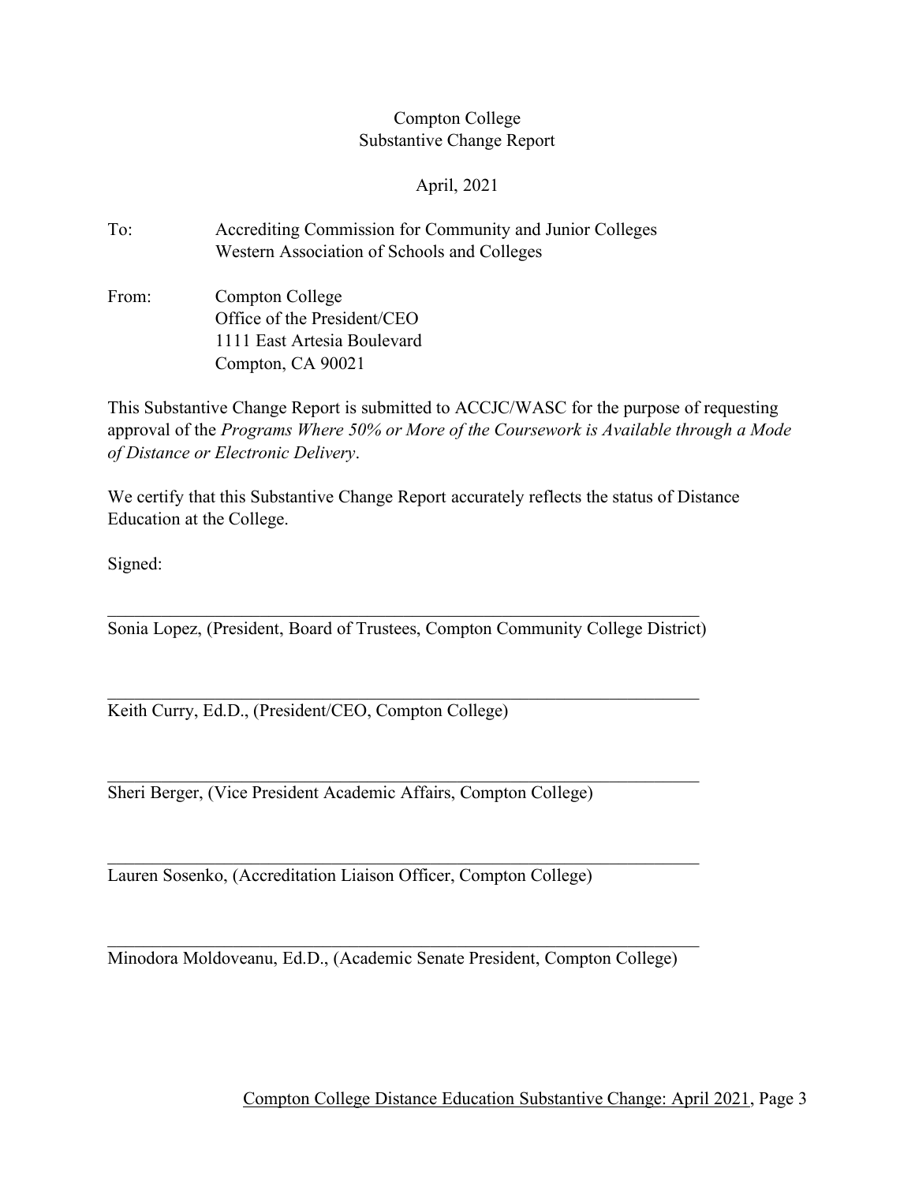Compton College
Substantive Change Report

April, 2021

To: Accrediting Commission for Community and Junior Colleges
Western Association of Schools and Colleges

From: Compton College
Office of the President/CEO
1111 East Artesia Boulevard
Compton, CA 90021

This Substantive Change Report is submitted to ACCJC/WASC for the purpose of requesting approval of the *Programs Where 50% or More of the Coursework is Available through a Mode of Distance or Electronic Delivery*.

We certify that this Substantive Change Report accurately reflects the status of Distance Education at the College.

Signed:

______________________________________________________________
Sonia Lopez, (President, Board of Trustees, Compton Community College District)

______________________________________________________________
Keith Curry, Ed.D., (President/CEO, Compton College)

______________________________________________________________
Sheri Berger, (Vice President Academic Affairs, Compton College)

______________________________________________________________
Lauren Sosenko, (Accreditation Liaison Officer, Compton College)

______________________________________________________________
Minodora Moldoveanu, Ed.D., (Academic Senate President, Compton College)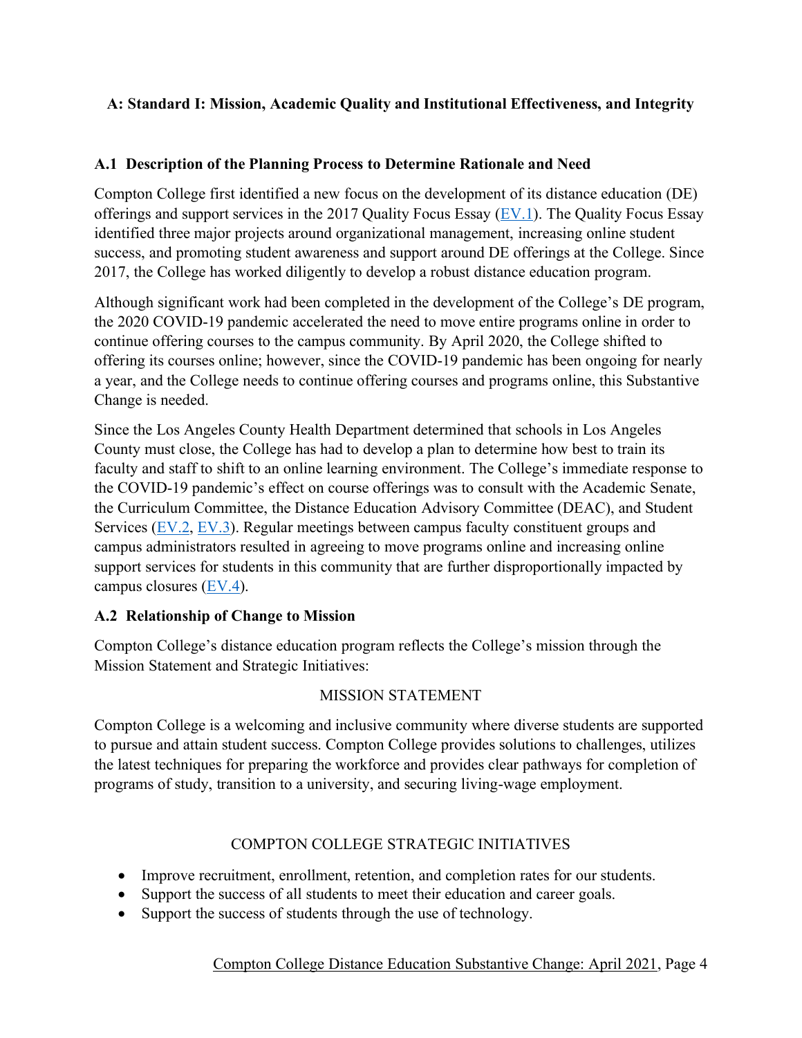## A: Standard I: Mission, Academic Quality and Institutional Effectiveness, and Integrity

### A.1 Description of the Planning Process to Determine Rationale and Need

Compton College first identified a new focus on the development of its distance education (DE) offerings and support services in the 2017 Quality Focus Essay (EV.1). The Quality Focus Essay identified three major projects around organizational management, increasing online student success, and promoting student awareness and support around DE offerings at the College. Since 2017, the College has worked diligently to develop a robust distance education program.

Although significant work had been completed in the development of the College's DE program, the 2020 COVID-19 pandemic accelerated the need to move entire programs online in order to continue offering courses to the campus community. By April 2020, the College shifted to offering its courses online; however, since the COVID-19 pandemic has been ongoing for nearly a year, and the College needs to continue offering courses and programs online, this Substantive Change is needed.

Since the Los Angeles County Health Department determined that schools in Los Angeles County must close, the College has had to develop a plan to determine how best to train its faculty and staff to shift to an online learning environment. The College's immediate response to the COVID-19 pandemic's effect on course offerings was to consult with the Academic Senate, the Curriculum Committee, the Distance Education Advisory Committee (DEAC), and Student Services (EV.2, EV.3). Regular meetings between campus faculty constituent groups and campus administrators resulted in agreeing to move programs online and increasing online support services for students in this community that are further disproportionally impacted by campus closures (EV.4).

### A.2 Relationship of Change to Mission

Compton College's distance education program reflects the College's mission through the Mission Statement and Strategic Initiatives:

MISSION STATEMENT

Compton College is a welcoming and inclusive community where diverse students are supported to pursue and attain student success. Compton College provides solutions to challenges, utilizes the latest techniques for preparing the workforce and provides clear pathways for completion of programs of study, transition to a university, and securing living-wage employment.

COMPTON COLLEGE STRATEGIC INITIATIVES

- Improve recruitment, enrollment, retention, and completion rates for our students.
- Support the success of all students to meet their education and career goals.
- Support the success of students through the use of technology.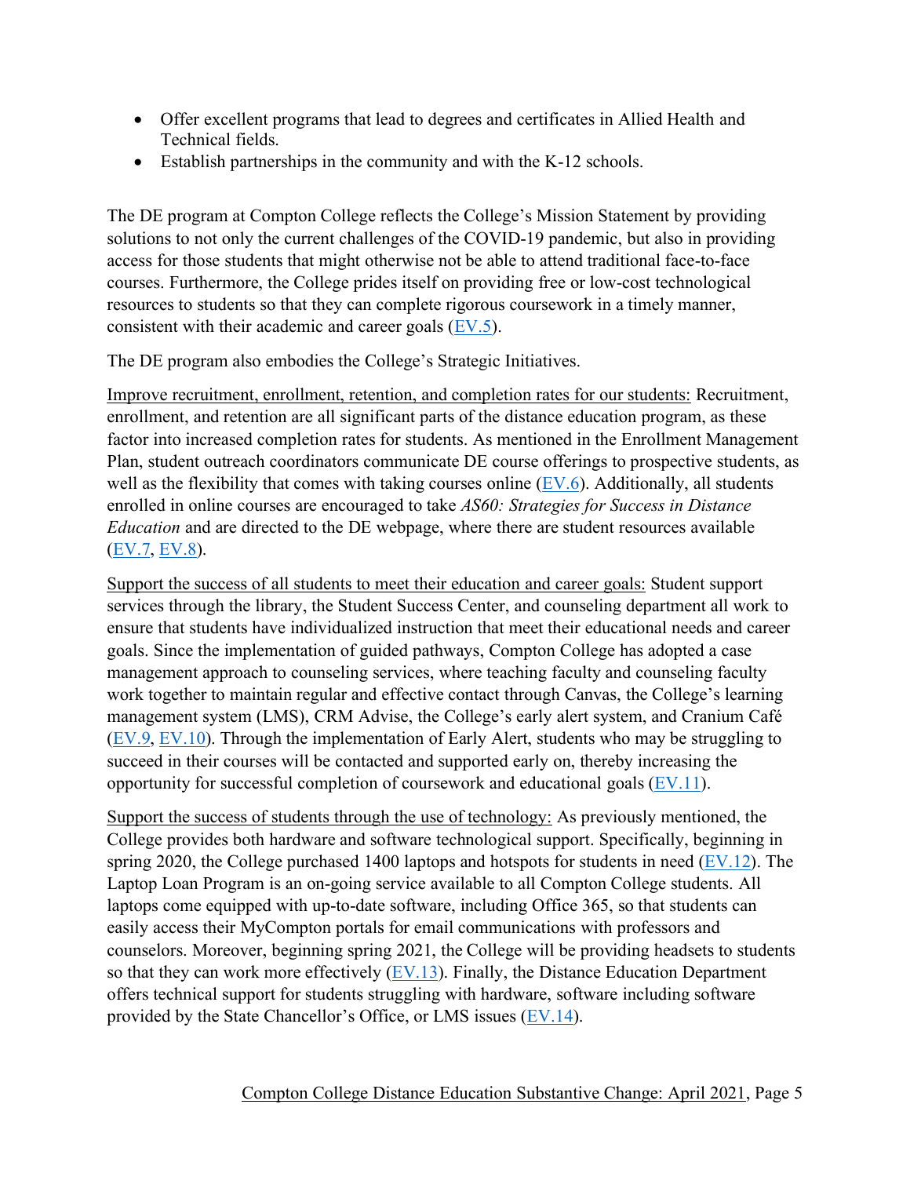- Offer excellent programs that lead to degrees and certificates in Allied Health and Technical fields.
- Establish partnerships in the community and with the K-12 schools.

The DE program at Compton College reflects the College's Mission Statement by providing solutions to not only the current challenges of the COVID-19 pandemic, but also in providing access for those students that might otherwise not be able to attend traditional face-to-face courses. Furthermore, the College prides itself on providing free or low-cost technological resources to students so that they can complete rigorous coursework in a timely manner, consistent with their academic and career goals (EV.5).

The DE program also embodies the College's Strategic Initiatives.

Improve recruitment, enrollment, retention, and completion rates for our students: Recruitment, enrollment, and retention are all significant parts of the distance education program, as these factor into increased completion rates for students. As mentioned in the Enrollment Management Plan, student outreach coordinators communicate DE course offerings to prospective students, as well as the flexibility that comes with taking courses online (EV.6). Additionally, all students enrolled in online courses are encouraged to take *AS60: Strategies for Success in Distance Education* and are directed to the DE webpage, where there are student resources available (EV.7, EV.8).

Support the success of all students to meet their education and career goals: Student support services through the library, the Student Success Center, and counseling department all work to ensure that students have individualized instruction that meet their educational needs and career goals. Since the implementation of guided pathways, Compton College has adopted a case management approach to counseling services, where teaching faculty and counseling faculty work together to maintain regular and effective contact through Canvas, the College's learning management system (LMS), CRM Advise, the College's early alert system, and Cranium Café (EV.9, EV.10). Through the implementation of Early Alert, students who may be struggling to succeed in their courses will be contacted and supported early on, thereby increasing the opportunity for successful completion of coursework and educational goals (EV.11).

Support the success of students through the use of technology: As previously mentioned, the College provides both hardware and software technological support. Specifically, beginning in spring 2020, the College purchased 1400 laptops and hotspots for students in need (EV.12). The Laptop Loan Program is an on-going service available to all Compton College students. All laptops come equipped with up-to-date software, including Office 365, so that students can easily access their MyCompton portals for email communications with professors and counselors. Moreover, beginning spring 2021, the College will be providing headsets to students so that they can work more effectively (EV.13). Finally, the Distance Education Department offers technical support for students struggling with hardware, software including software provided by the State Chancellor's Office, or LMS issues (EV.14).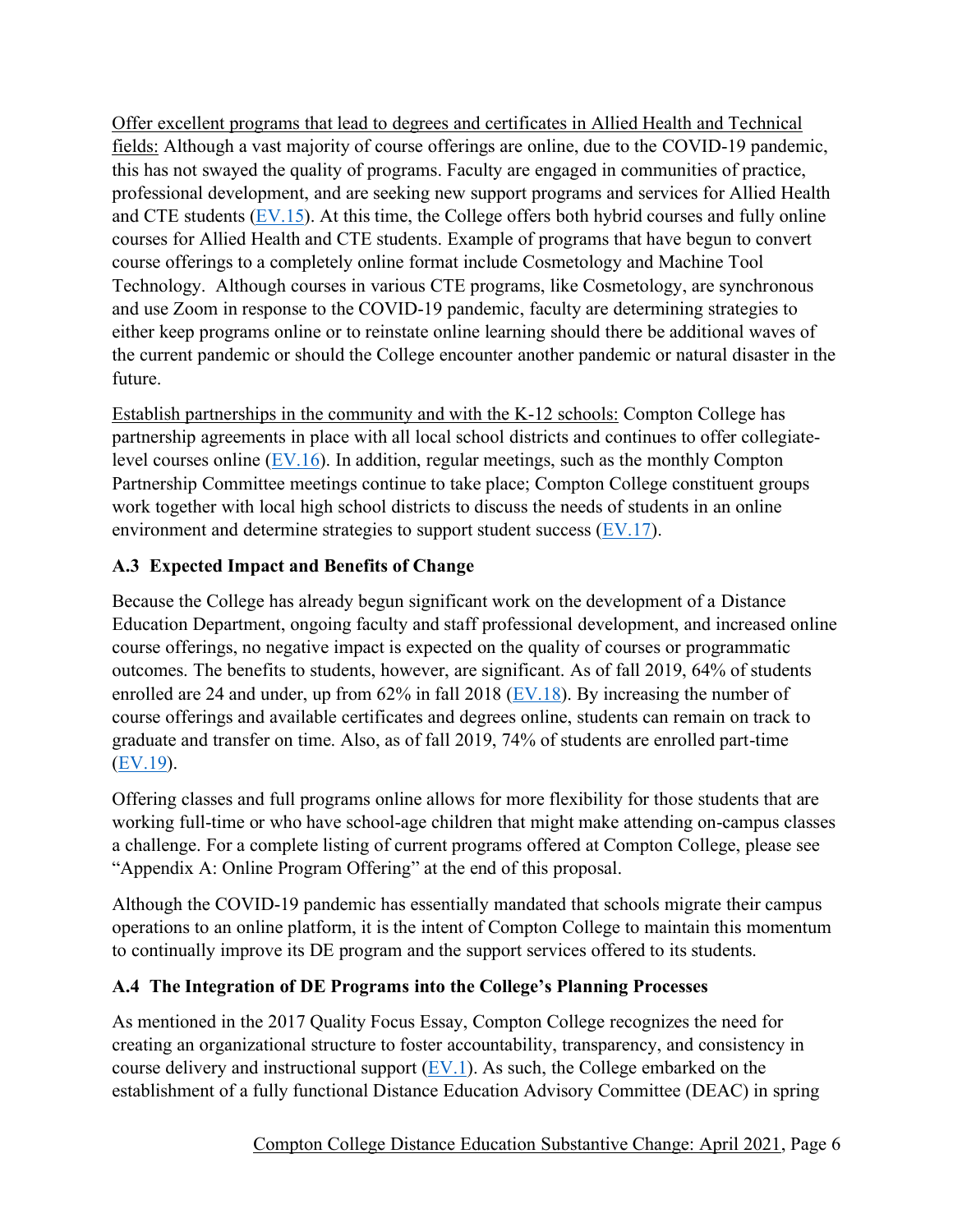Offer excellent programs that lead to degrees and certificates in Allied Health and Technical fields: Although a vast majority of course offerings are online, due to the COVID-19 pandemic, this has not swayed the quality of programs. Faculty are engaged in communities of practice, professional development, and are seeking new support programs and services for Allied Health and CTE students (EV.15). At this time, the College offers both hybrid courses and fully online courses for Allied Health and CTE students. Example of programs that have begun to convert course offerings to a completely online format include Cosmetology and Machine Tool Technology. Although courses in various CTE programs, like Cosmetology, are synchronous and use Zoom in response to the COVID-19 pandemic, faculty are determining strategies to either keep programs online or to reinstate online learning should there be additional waves of the current pandemic or should the College encounter another pandemic or natural disaster in the future.

Establish partnerships in the community and with the K-12 schools: Compton College has partnership agreements in place with all local school districts and continues to offer collegiate-level courses online (EV.16). In addition, regular meetings, such as the monthly Compton Partnership Committee meetings continue to take place; Compton College constituent groups work together with local high school districts to discuss the needs of students in an online environment and determine strategies to support student success (EV.17).

### A.3 Expected Impact and Benefits of Change

Because the College has already begun significant work on the development of a Distance Education Department, ongoing faculty and staff professional development, and increased online course offerings, no negative impact is expected on the quality of courses or programmatic outcomes. The benefits to students, however, are significant. As of fall 2019, 64% of students enrolled are 24 and under, up from 62% in fall 2018 (EV.18). By increasing the number of course offerings and available certificates and degrees online, students can remain on track to graduate and transfer on time. Also, as of fall 2019, 74% of students are enrolled part-time (EV.19).

Offering classes and full programs online allows for more flexibility for those students that are working full-time or who have school-age children that might make attending on-campus classes a challenge. For a complete listing of current programs offered at Compton College, please see "Appendix A: Online Program Offering" at the end of this proposal.

Although the COVID-19 pandemic has essentially mandated that schools migrate their campus operations to an online platform, it is the intent of Compton College to maintain this momentum to continually improve its DE program and the support services offered to its students.

### A.4 The Integration of DE Programs into the College's Planning Processes

As mentioned in the 2017 Quality Focus Essay, Compton College recognizes the need for creating an organizational structure to foster accountability, transparency, and consistency in course delivery and instructional support (EV.1). As such, the College embarked on the establishment of a fully functional Distance Education Advisory Committee (DEAC) in spring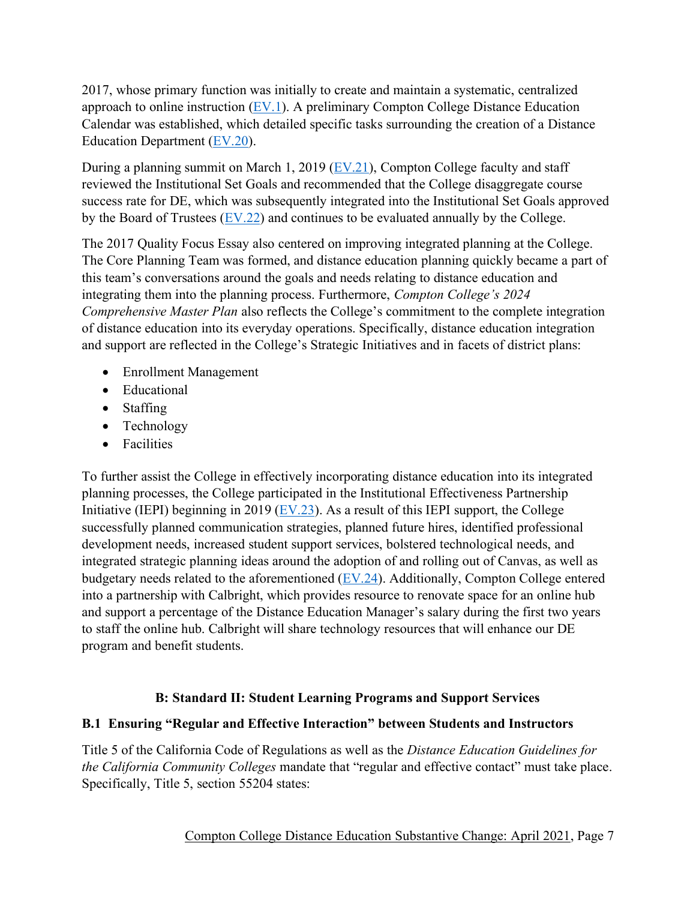2017, whose primary function was initially to create and maintain a systematic, centralized approach to online instruction (EV.1). A preliminary Compton College Distance Education Calendar was established, which detailed specific tasks surrounding the creation of a Distance Education Department (EV.20).

During a planning summit on March 1, 2019 (EV.21), Compton College faculty and staff reviewed the Institutional Set Goals and recommended that the College disaggregate course success rate for DE, which was subsequently integrated into the Institutional Set Goals approved by the Board of Trustees (EV.22) and continues to be evaluated annually by the College.

The 2017 Quality Focus Essay also centered on improving integrated planning at the College. The Core Planning Team was formed, and distance education planning quickly became a part of this team's conversations around the goals and needs relating to distance education and integrating them into the planning process. Furthermore, *Compton College's 2024 Comprehensive Master Plan* also reflects the College's commitment to the complete integration of distance education into its everyday operations. Specifically, distance education integration and support are reflected in the College's Strategic Initiatives and in facets of district plans:

- Enrollment Management
- Educational
- Staffing
- Technology
- Facilities

To further assist the College in effectively incorporating distance education into its integrated planning processes, the College participated in the Institutional Effectiveness Partnership Initiative (IEPI) beginning in 2019 (EV.23). As a result of this IEPI support, the College successfully planned communication strategies, planned future hires, identified professional development needs, increased student support services, bolstered technological needs, and integrated strategic planning ideas around the adoption of and rolling out of Canvas, as well as budgetary needs related to the aforementioned (EV.24). Additionally, Compton College entered into a partnership with Calbright, which provides resource to renovate space for an online hub and support a percentage of the Distance Education Manager's salary during the first two years to staff the online hub. Calbright will share technology resources that will enhance our DE program and benefit students.

## B: Standard II: Student Learning Programs and Support Services

### B.1 Ensuring "Regular and Effective Interaction" between Students and Instructors

Title 5 of the California Code of Regulations as well as the *Distance Education Guidelines for the California Community Colleges* mandate that "regular and effective contact" must take place. Specifically, Title 5, section 55204 states: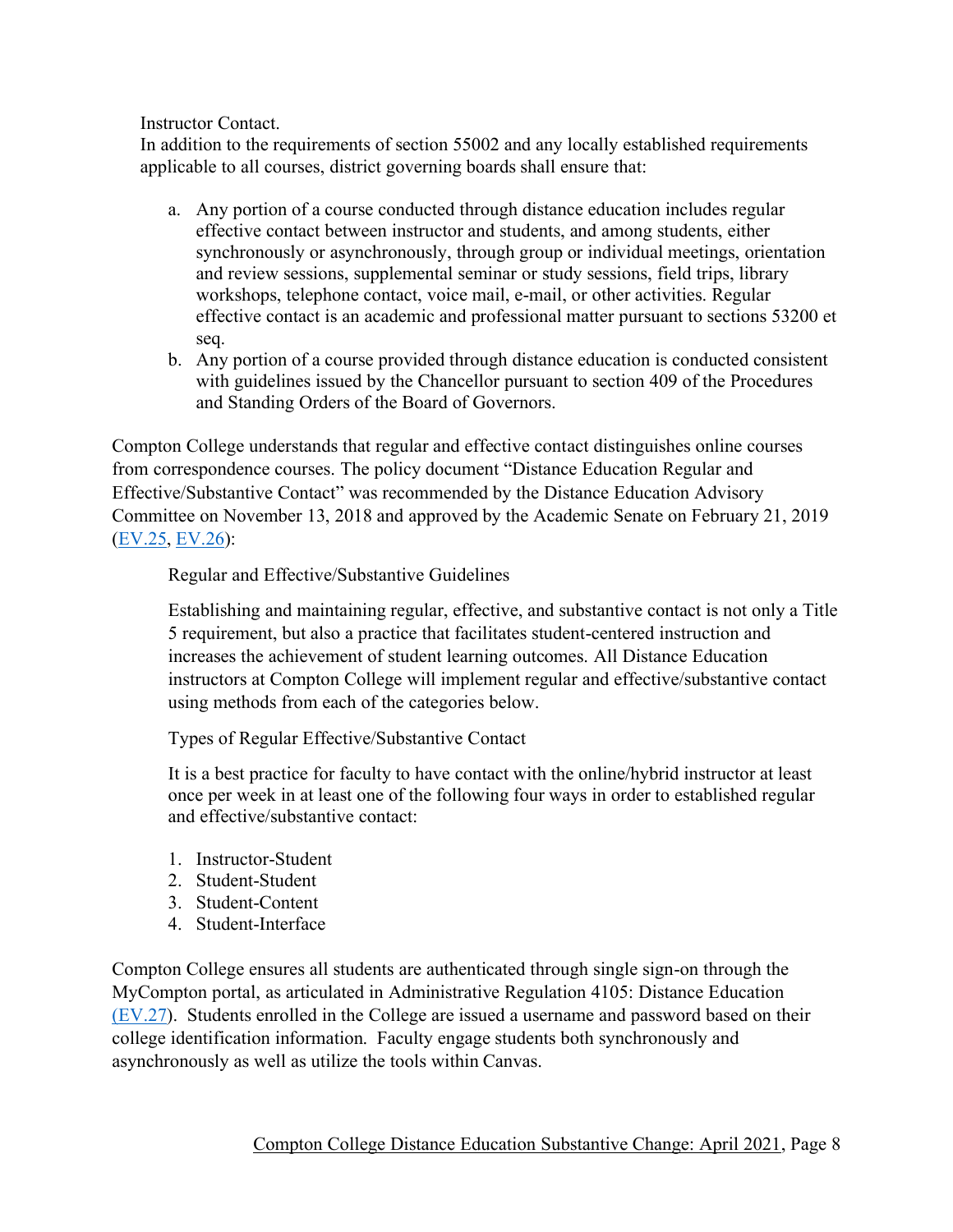Instructor Contact.
In addition to the requirements of section 55002 and any locally established requirements applicable to all courses, district governing boards shall ensure that:

a. Any portion of a course conducted through distance education includes regular effective contact between instructor and students, and among students, either synchronously or asynchronously, through group or individual meetings, orientation and review sessions, supplemental seminar or study sessions, field trips, library workshops, telephone contact, voice mail, e-mail, or other activities. Regular effective contact is an academic and professional matter pursuant to sections 53200 et seq.
b. Any portion of a course provided through distance education is conducted consistent with guidelines issued by the Chancellor pursuant to section 409 of the Procedures and Standing Orders of the Board of Governors.

Compton College understands that regular and effective contact distinguishes online courses from correspondence courses. The policy document "Distance Education Regular and Effective/Substantive Contact" was recommended by the Distance Education Advisory Committee on November 13, 2018 and approved by the Academic Senate on February 21, 2019 (EV.25, EV.26):

> Regular and Effective/Substantive Guidelines
>
> Establishing and maintaining regular, effective, and substantive contact is not only a Title 5 requirement, but also a practice that facilitates student-centered instruction and increases the achievement of student learning outcomes. All Distance Education instructors at Compton College will implement regular and effective/substantive contact using methods from each of the categories below.
>
> Types of Regular Effective/Substantive Contact
>
> It is a best practice for faculty to have contact with the online/hybrid instructor at least once per week in at least one of the following four ways in order to established regular and effective/substantive contact:
>
> 1. Instructor-Student
> 2. Student-Student
> 3. Student-Content
> 4. Student-Interface

Compton College ensures all students are authenticated through single sign-on through the MyCompton portal, as articulated in Administrative Regulation 4105: Distance Education (EV.27). Students enrolled in the College are issued a username and password based on their college identification information. Faculty engage students both synchronously and asynchronously as well as utilize the tools within Canvas.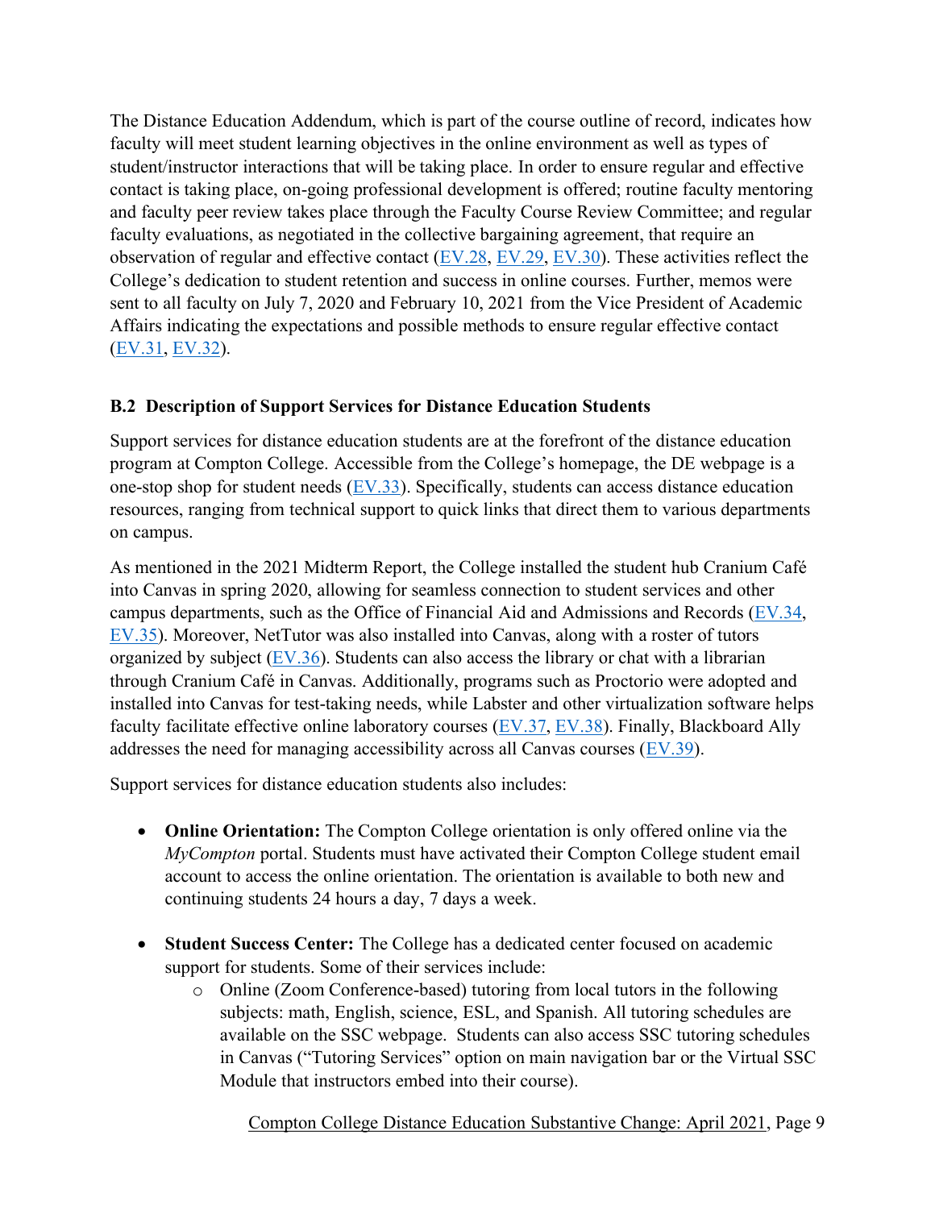The Distance Education Addendum, which is part of the course outline of record, indicates how faculty will meet student learning objectives in the online environment as well as types of student/instructor interactions that will be taking place. In order to ensure regular and effective contact is taking place, on-going professional development is offered; routine faculty mentoring and faculty peer review takes place through the Faculty Course Review Committee; and regular faculty evaluations, as negotiated in the collective bargaining agreement, that require an observation of regular and effective contact (EV.28, EV.29, EV.30). These activities reflect the College's dedication to student retention and success in online courses. Further, memos were sent to all faculty on July 7, 2020 and February 10, 2021 from the Vice President of Academic Affairs indicating the expectations and possible methods to ensure regular effective contact (EV.31, EV.32).

### B.2 Description of Support Services for Distance Education Students

Support services for distance education students are at the forefront of the distance education program at Compton College. Accessible from the College's homepage, the DE webpage is a one-stop shop for student needs (EV.33). Specifically, students can access distance education resources, ranging from technical support to quick links that direct them to various departments on campus.

As mentioned in the 2021 Midterm Report, the College installed the student hub Cranium Café into Canvas in spring 2020, allowing for seamless connection to student services and other campus departments, such as the Office of Financial Aid and Admissions and Records (EV.34, EV.35). Moreover, NetTutor was also installed into Canvas, along with a roster of tutors organized by subject (EV.36). Students can also access the library or chat with a librarian through Cranium Café in Canvas. Additionally, programs such as Proctorio were adopted and installed into Canvas for test-taking needs, while Labster and other virtualization software helps faculty facilitate effective online laboratory courses (EV.37, EV.38). Finally, Blackboard Ally addresses the need for managing accessibility across all Canvas courses (EV.39).

Support services for distance education students also includes:

- **Online Orientation:** The Compton College orientation is only offered online via the *MyCompton* portal. Students must have activated their Compton College student email account to access the online orientation. The orientation is available to both new and continuing students 24 hours a day, 7 days a week.
- **Student Success Center:** The College has a dedicated center focused on academic support for students. Some of their services include:
  - Online (Zoom Conference-based) tutoring from local tutors in the following subjects: math, English, science, ESL, and Spanish. All tutoring schedules are available on the SSC webpage. Students can also access SSC tutoring schedules in Canvas ("Tutoring Services" option on main navigation bar or the Virtual SSC Module that instructors embed into their course).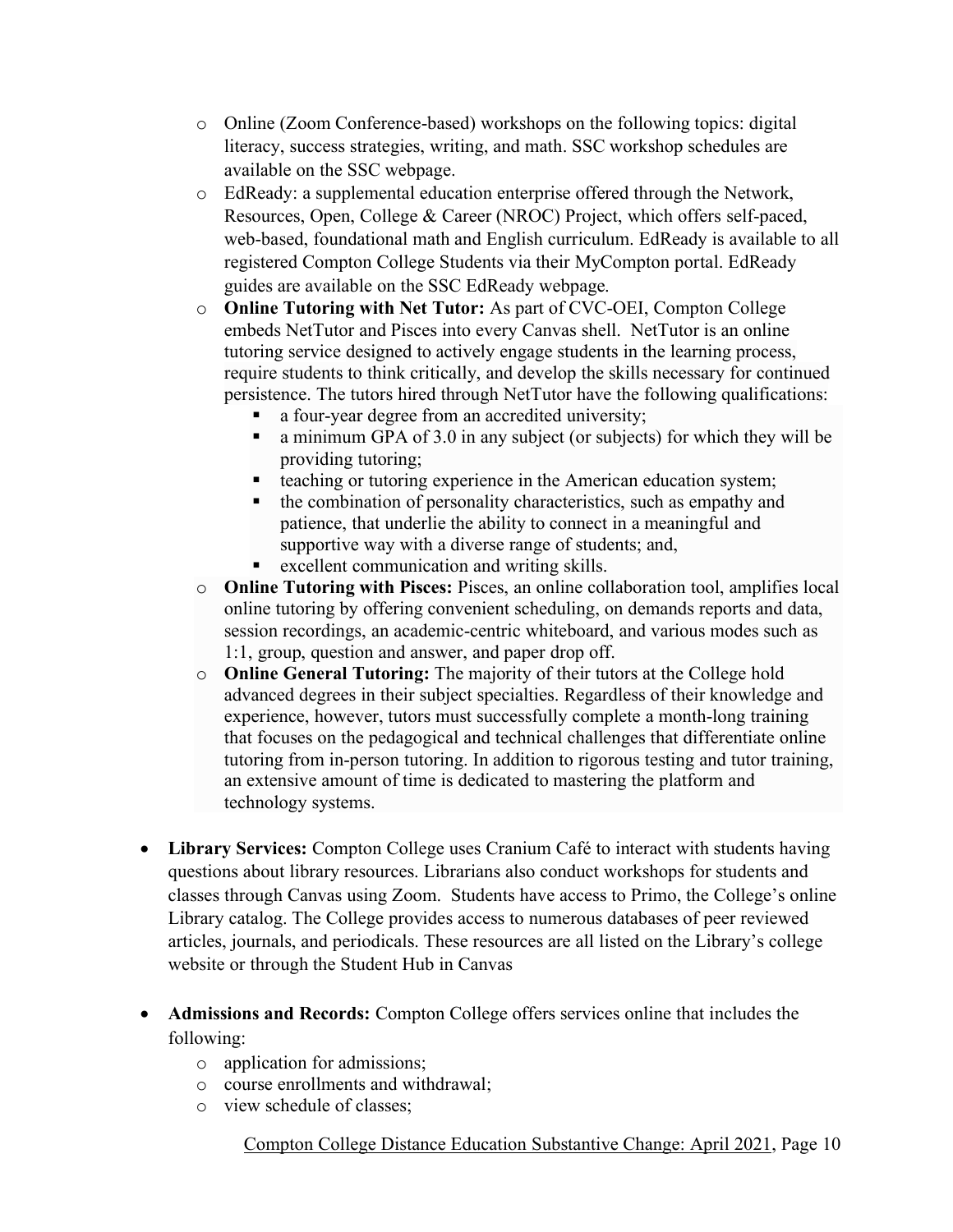- Online (Zoom Conference-based) workshops on the following topics: digital literacy, success strategies, writing, and math. SSC workshop schedules are available on the SSC webpage.
  - EdReady: a supplemental education enterprise offered through the Network, Resources, Open, College & Career (NROC) Project, which offers self-paced, web-based, foundational math and English curriculum. EdReady is available to all registered Compton College Students via their MyCompton portal. EdReady guides are available on the SSC EdReady webpage.
  - **Online Tutoring with Net Tutor:** As part of CVC-OEI, Compton College embeds NetTutor and Pisces into every Canvas shell. NetTutor is an online tutoring service designed to actively engage students in the learning process, require students to think critically, and develop the skills necessary for continued persistence. The tutors hired through NetTutor have the following qualifications:
    - a four-year degree from an accredited university;
    - a minimum GPA of 3.0 in any subject (or subjects) for which they will be providing tutoring;
    - teaching or tutoring experience in the American education system;
    - the combination of personality characteristics, such as empathy and patience, that underlie the ability to connect in a meaningful and supportive way with a diverse range of students; and,
    - excellent communication and writing skills.
  - **Online Tutoring with Pisces:** Pisces, an online collaboration tool, amplifies local online tutoring by offering convenient scheduling, on demands reports and data, session recordings, an academic-centric whiteboard, and various modes such as 1:1, group, question and answer, and paper drop off.
  - **Online General Tutoring:** The majority of their tutors at the College hold advanced degrees in their subject specialties. Regardless of their knowledge and experience, however, tutors must successfully complete a month-long training that focuses on the pedagogical and technical challenges that differentiate online tutoring from in-person tutoring. In addition to rigorous testing and tutor training, an extensive amount of time is dedicated to mastering the platform and technology systems.

- **Library Services:** Compton College uses Cranium Café to interact with students having questions about library resources. Librarians also conduct workshops for students and classes through Canvas using Zoom. Students have access to Primo, the College's online Library catalog. The College provides access to numerous databases of peer reviewed articles, journals, and periodicals. These resources are all listed on the Library's college website or through the Student Hub in Canvas

- **Admissions and Records:** Compton College offers services online that includes the following:
  - application for admissions;
  - course enrollments and withdrawal;
  - view schedule of classes;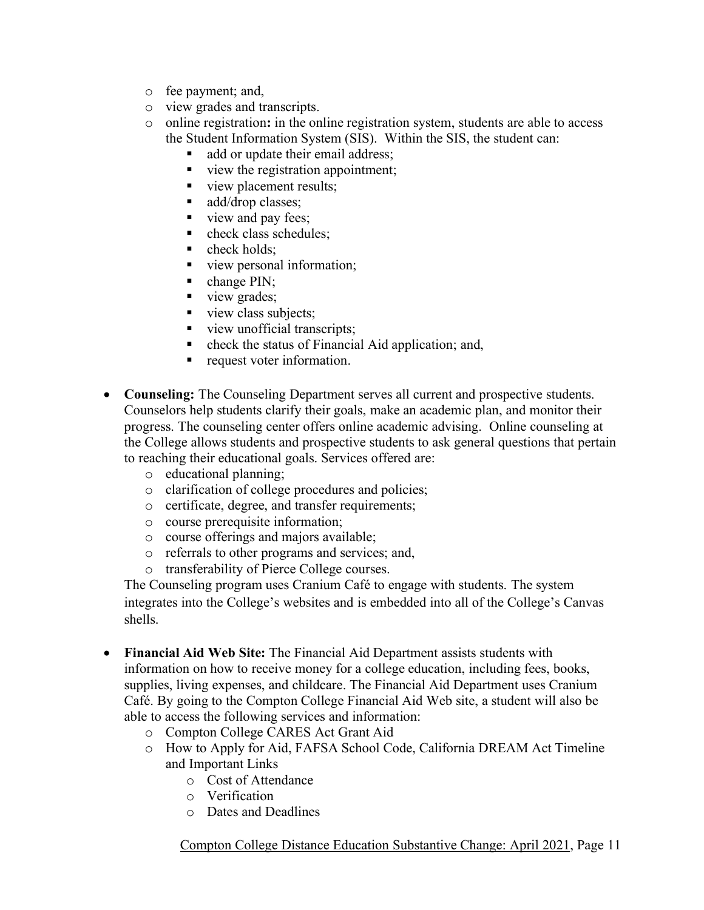- fee payment; and,
  - view grades and transcripts.
  - online registration**:** in the online registration system, students are able to access the Student Information System (SIS). Within the SIS, the student can:
    - add or update their email address;
    - view the registration appointment;
    - view placement results;
    - add/drop classes;
    - view and pay fees;
    - check class schedules;
    - check holds;
    - view personal information;
    - change PIN;
    - view grades;
    - view class subjects;
    - view unofficial transcripts;
    - check the status of Financial Aid application; and,
    - request voter information.

- **Counseling:** The Counseling Department serves all current and prospective students. Counselors help students clarify their goals, make an academic plan, and monitor their progress. The counseling center offers online academic advising. Online counseling at the College allows students and prospective students to ask general questions that pertain to reaching their educational goals. Services offered are:
  - educational planning;
  - clarification of college procedures and policies;
  - certificate, degree, and transfer requirements;
  - course prerequisite information;
  - course offerings and majors available;
  - referrals to other programs and services; and,
  - transferability of Pierce College courses.

  The Counseling program uses Cranium Café to engage with students. The system integrates into the College's websites and is embedded into all of the College's Canvas shells.

- **Financial Aid Web Site:** The Financial Aid Department assists students with information on how to receive money for a college education, including fees, books, supplies, living expenses, and childcare. The Financial Aid Department uses Cranium Café. By going to the Compton College Financial Aid Web site, a student will also be able to access the following services and information:
  - Compton College CARES Act Grant Aid
  - How to Apply for Aid, FAFSA School Code, California DREAM Act Timeline and Important Links
    - Cost of Attendance
    - Verification
    - Dates and Deadlines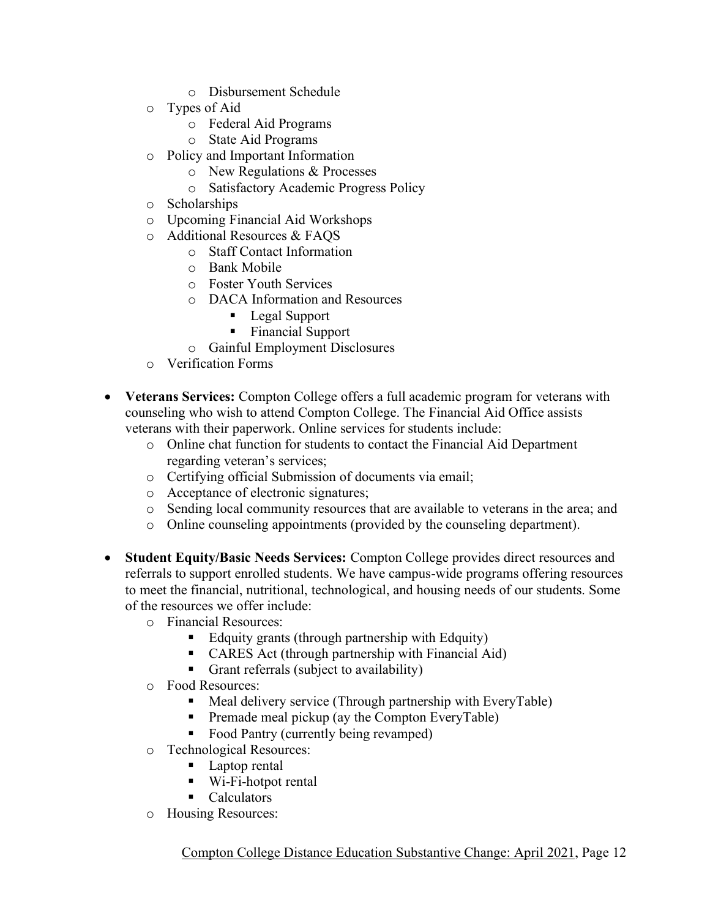- Disbursement Schedule
  - Types of Aid
    - Federal Aid Programs
    - State Aid Programs
  - Policy and Important Information
    - New Regulations & Processes
    - Satisfactory Academic Progress Policy
  - Scholarships
  - Upcoming Financial Aid Workshops
  - Additional Resources & FAQS
    - Staff Contact Information
    - Bank Mobile
    - Foster Youth Services
    - DACA Information and Resources
      - Legal Support
      - Financial Support
    - Gainful Employment Disclosures
  - Verification Forms

- **Veterans Services:** Compton College offers a full academic program for veterans with counseling who wish to attend Compton College. The Financial Aid Office assists veterans with their paperwork. Online services for students include:
  - Online chat function for students to contact the Financial Aid Department regarding veteran's services;
  - Certifying official Submission of documents via email;
  - Acceptance of electronic signatures;
  - Sending local community resources that are available to veterans in the area; and
  - Online counseling appointments (provided by the counseling department).

- **Student Equity/Basic Needs Services:** Compton College provides direct resources and referrals to support enrolled students. We have campus-wide programs offering resources to meet the financial, nutritional, technological, and housing needs of our students. Some of the resources we offer include:
  - Financial Resources:
    - Edquity grants (through partnership with Edquity)
    - CARES Act (through partnership with Financial Aid)
    - Grant referrals (subject to availability)
  - Food Resources:
    - Meal delivery service (Through partnership with EveryTable)
    - Premade meal pickup (ay the Compton EveryTable)
    - Food Pantry (currently being revamped)
  - Technological Resources:
    - Laptop rental
    - Wi-Fi-hotpot rental
    - Calculators
  - Housing Resources: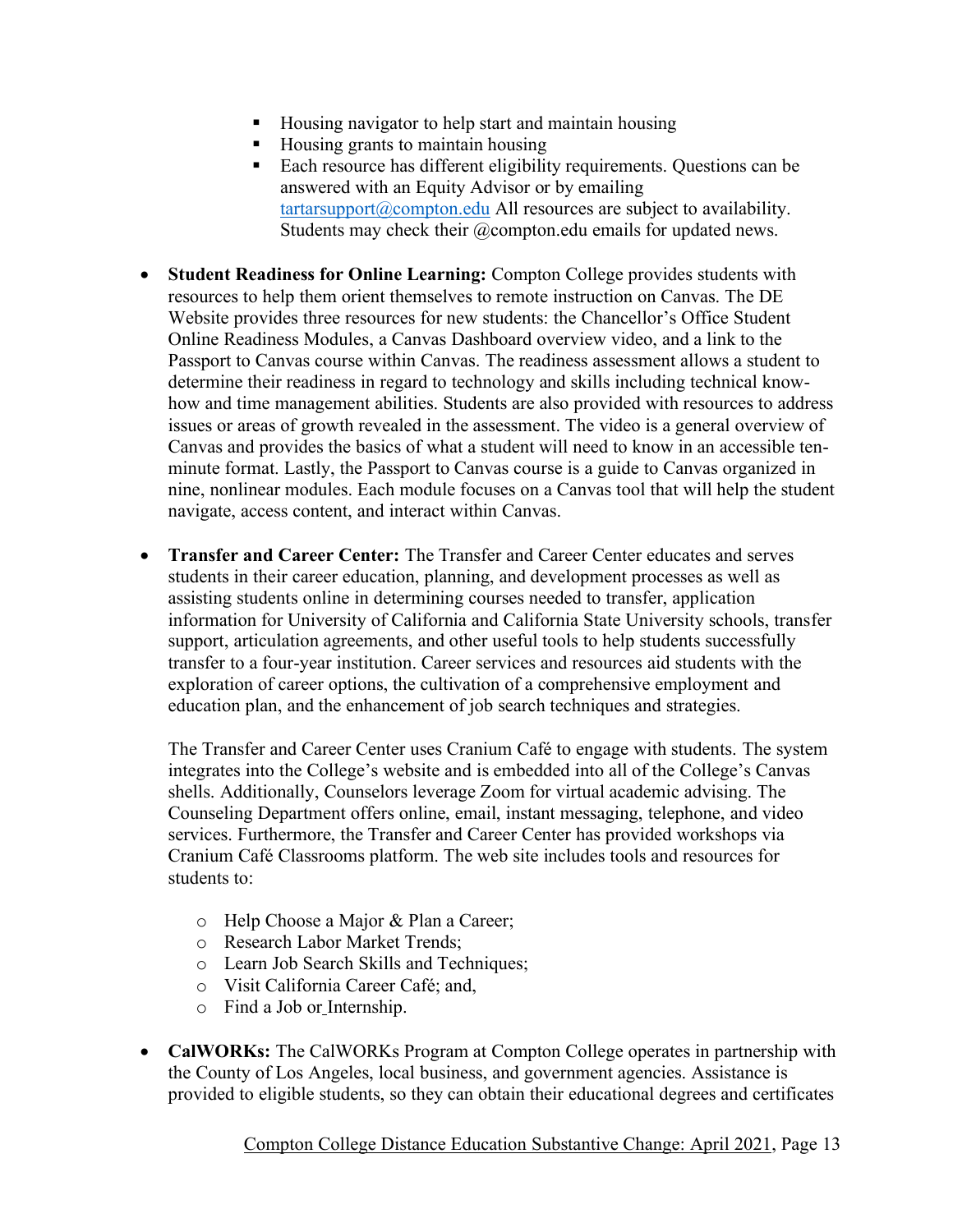- Housing navigator to help start and maintain housing
    - Housing grants to maintain housing
    - Each resource has different eligibility requirements. Questions can be answered with an Equity Advisor or by emailing tartarsupport@compton.edu All resources are subject to availability. Students may check their @compton.edu emails for updated news.

- **Student Readiness for Online Learning:** Compton College provides students with resources to help them orient themselves to remote instruction on Canvas. The DE Website provides three resources for new students: the Chancellor's Office Student Online Readiness Modules, a Canvas Dashboard overview video, and a link to the Passport to Canvas course within Canvas. The readiness assessment allows a student to determine their readiness in regard to technology and skills including technical know-how and time management abilities. Students are also provided with resources to address issues or areas of growth revealed in the assessment. The video is a general overview of Canvas and provides the basics of what a student will need to know in an accessible ten-minute format. Lastly, the Passport to Canvas course is a guide to Canvas organized in nine, nonlinear modules. Each module focuses on a Canvas tool that will help the student navigate, access content, and interact within Canvas.

- **Transfer and Career Center:** The Transfer and Career Center educates and serves students in their career education, planning, and development processes as well as assisting students online in determining courses needed to transfer, application information for University of California and California State University schools, transfer support, articulation agreements, and other useful tools to help students successfully transfer to a four-year institution. Career services and resources aid students with the exploration of career options, the cultivation of a comprehensive employment and education plan, and the enhancement of job search techniques and strategies.

  The Transfer and Career Center uses Cranium Café to engage with students. The system integrates into the College's website and is embedded into all of the College's Canvas shells. Additionally, Counselors leverage Zoom for virtual academic advising. The Counseling Department offers online, email, instant messaging, telephone, and video services. Furthermore, the Transfer and Career Center has provided workshops via Cranium Café Classrooms platform. The web site includes tools and resources for students to:

    - Help Choose a Major & Plan a Career;
    - Research Labor Market Trends;
    - Learn Job Search Skills and Techniques;
    - Visit California Career Café; and,
    - Find a Job or Internship.

- **CalWORKs:** The CalWORKs Program at Compton College operates in partnership with the County of Los Angeles, local business, and government agencies. Assistance is provided to eligible students, so they can obtain their educational degrees and certificates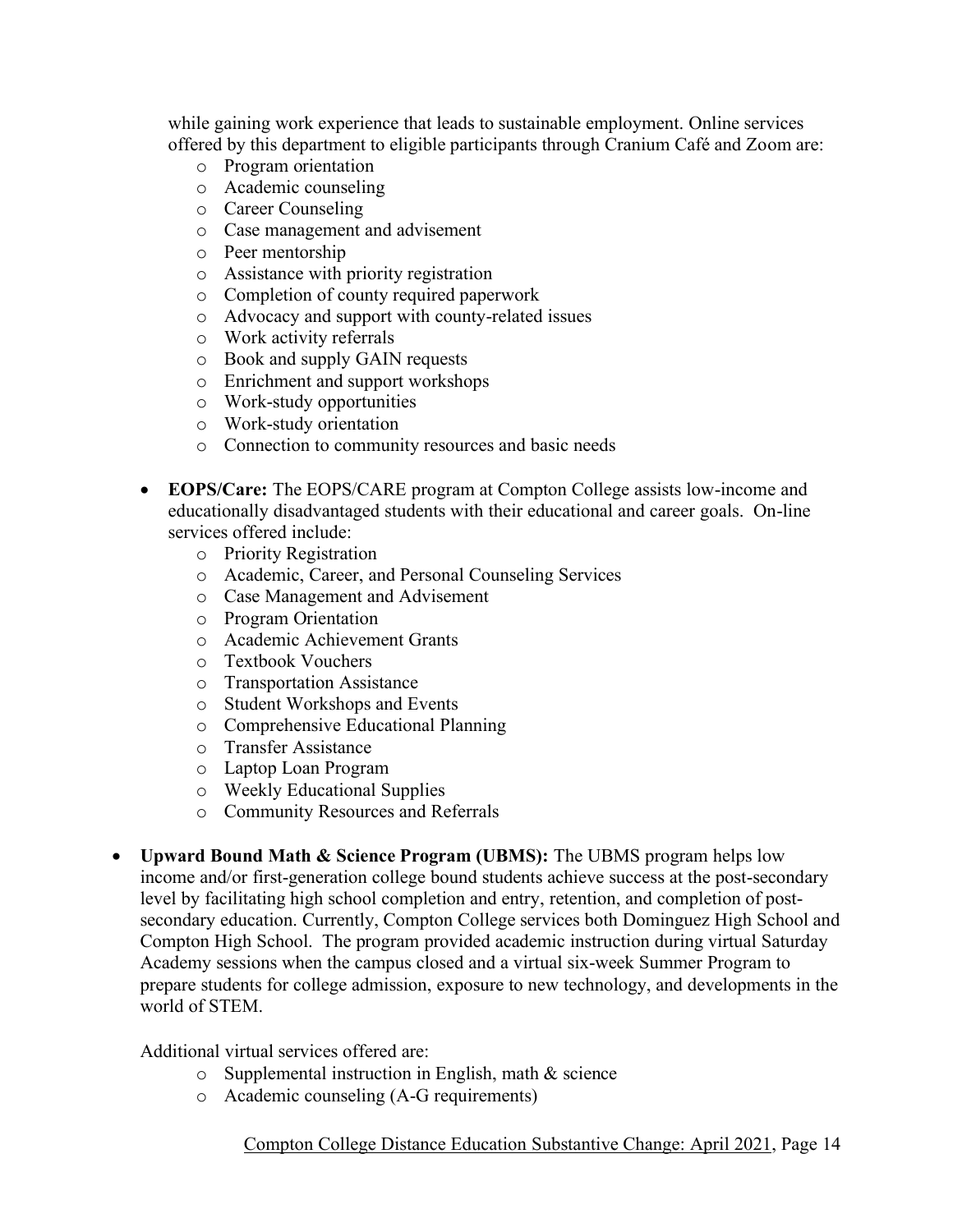while gaining work experience that leads to sustainable employment. Online services offered by this department to eligible participants through Cranium Café and Zoom are:

    - Program orientation
    - Academic counseling
    - Career Counseling
    - Case management and advisement
    - Peer mentorship
    - Assistance with priority registration
    - Completion of county required paperwork
    - Advocacy and support with county-related issues
    - Work activity referrals
    - Book and supply GAIN requests
    - Enrichment and support workshops
    - Work-study opportunities
    - Work-study orientation
    - Connection to community resources and basic needs

  - **EOPS/Care:** The EOPS/CARE program at Compton College assists low-income and educationally disadvantaged students with their educational and career goals. On-line services offered include:
    - Priority Registration
    - Academic, Career, and Personal Counseling Services
    - Case Management and Advisement
    - Program Orientation
    - Academic Achievement Grants
    - Textbook Vouchers
    - Transportation Assistance
    - Student Workshops and Events
    - Comprehensive Educational Planning
    - Transfer Assistance
    - Laptop Loan Program
    - Weekly Educational Supplies
    - Community Resources and Referrals

- **Upward Bound Math & Science Program (UBMS):** The UBMS program helps low income and/or first-generation college bound students achieve success at the post-secondary level by facilitating high school completion and entry, retention, and completion of post-secondary education. Currently, Compton College services both Dominguez High School and Compton High School. The program provided academic instruction during virtual Saturday Academy sessions when the campus closed and a virtual six-week Summer Program to prepare students for college admission, exposure to new technology, and developments in the world of STEM.

  Additional virtual services offered are:
    - Supplemental instruction in English, math & science
    - Academic counseling (A-G requirements)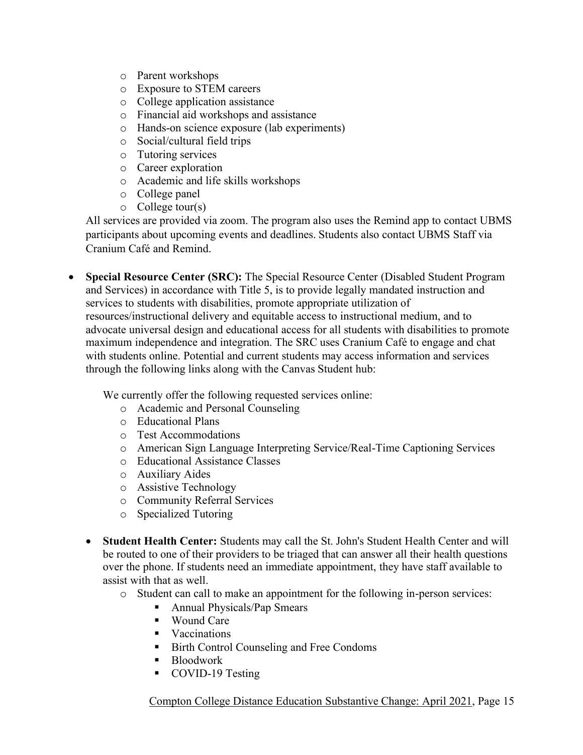- Parent workshops
  - Exposure to STEM careers
  - College application assistance
  - Financial aid workshops and assistance
  - Hands-on science exposure (lab experiments)
  - Social/cultural field trips
  - Tutoring services
  - Career exploration
  - Academic and life skills workshops
  - College panel
  - College tour(s)

  All services are provided via zoom. The program also uses the Remind app to contact UBMS participants about upcoming events and deadlines. Students also contact UBMS Staff via Cranium Café and Remind.

- **Special Resource Center (SRC):** The Special Resource Center (Disabled Student Program and Services) in accordance with Title 5, is to provide legally mandated instruction and services to students with disabilities, promote appropriate utilization of resources/instructional delivery and equitable access to instructional medium, and to advocate universal design and educational access for all students with disabilities to promote maximum independence and integration. The SRC uses Cranium Café to engage and chat with students online. Potential and current students may access information and services through the following links along with the Canvas Student hub:

  We currently offer the following requested services online:
  - Academic and Personal Counseling
  - Educational Plans
  - Test Accommodations
  - American Sign Language Interpreting Service/Real-Time Captioning Services
  - Educational Assistance Classes
  - Auxiliary Aides
  - Assistive Technology
  - Community Referral Services
  - Specialized Tutoring

- **Student Health Center:** Students may call the St. John's Student Health Center and will be routed to one of their providers to be triaged that can answer all their health questions over the phone. If students need an immediate appointment, they have staff available to assist with that as well.
  - Student can call to make an appointment for the following in-person services:
    - Annual Physicals/Pap Smears
    - Wound Care
    - Vaccinations
    - Birth Control Counseling and Free Condoms
    - Bloodwork
    - COVID-19 Testing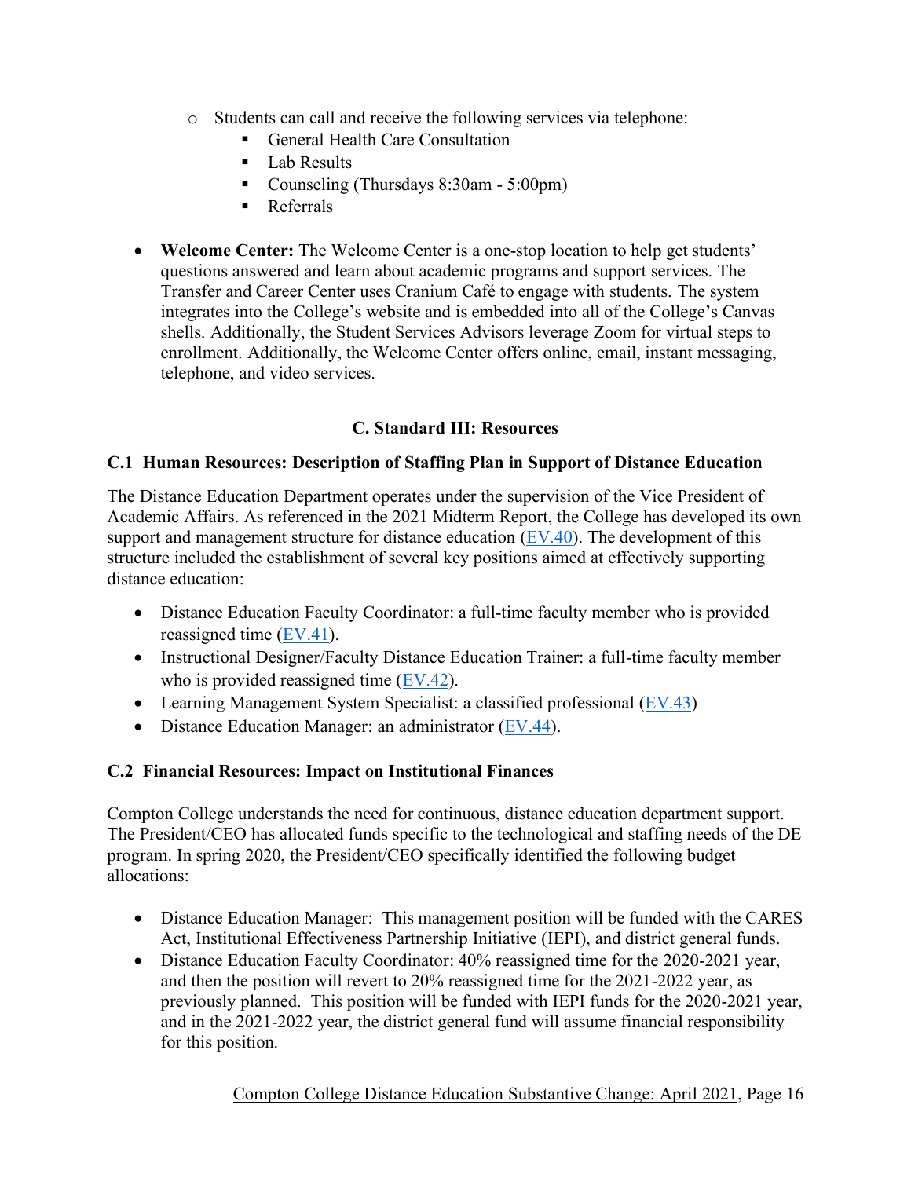- Students can call and receive the following services via telephone:
    - General Health Care Consultation
    - Lab Results
    - Counseling (Thursdays 8:30am - 5:00pm)
    - Referrals

- **Welcome Center:** The Welcome Center is a one-stop location to help get students' questions answered and learn about academic programs and support services. The Transfer and Career Center uses Cranium Café to engage with students. The system integrates into the College's website and is embedded into all of the College's Canvas shells. Additionally, the Student Services Advisors leverage Zoom for virtual steps to enrollment. Additionally, the Welcome Center offers online, email, instant messaging, telephone, and video services.

## C. Standard III: Resources

### C.1 Human Resources: Description of Staffing Plan in Support of Distance Education

The Distance Education Department operates under the supervision of the Vice President of Academic Affairs. As referenced in the 2021 Midterm Report, the College has developed its own support and management structure for distance education (EV.40). The development of this structure included the establishment of several key positions aimed at effectively supporting distance education:

- Distance Education Faculty Coordinator: a full-time faculty member who is provided reassigned time (EV.41).
- Instructional Designer/Faculty Distance Education Trainer: a full-time faculty member who is provided reassigned time (EV.42).
- Learning Management System Specialist: a classified professional (EV.43)
- Distance Education Manager: an administrator (EV.44).

### C.2 Financial Resources: Impact on Institutional Finances

Compton College understands the need for continuous, distance education department support. The President/CEO has allocated funds specific to the technological and staffing needs of the DE program. In spring 2020, the President/CEO specifically identified the following budget allocations:

- Distance Education Manager: This management position will be funded with the CARES Act, Institutional Effectiveness Partnership Initiative (IEPI), and district general funds.
- Distance Education Faculty Coordinator: 40% reassigned time for the 2020-2021 year, and then the position will revert to 20% reassigned time for the 2021-2022 year, as previously planned. This position will be funded with IEPI funds for the 2020-2021 year, and in the 2021-2022 year, the district general fund will assume financial responsibility for this position.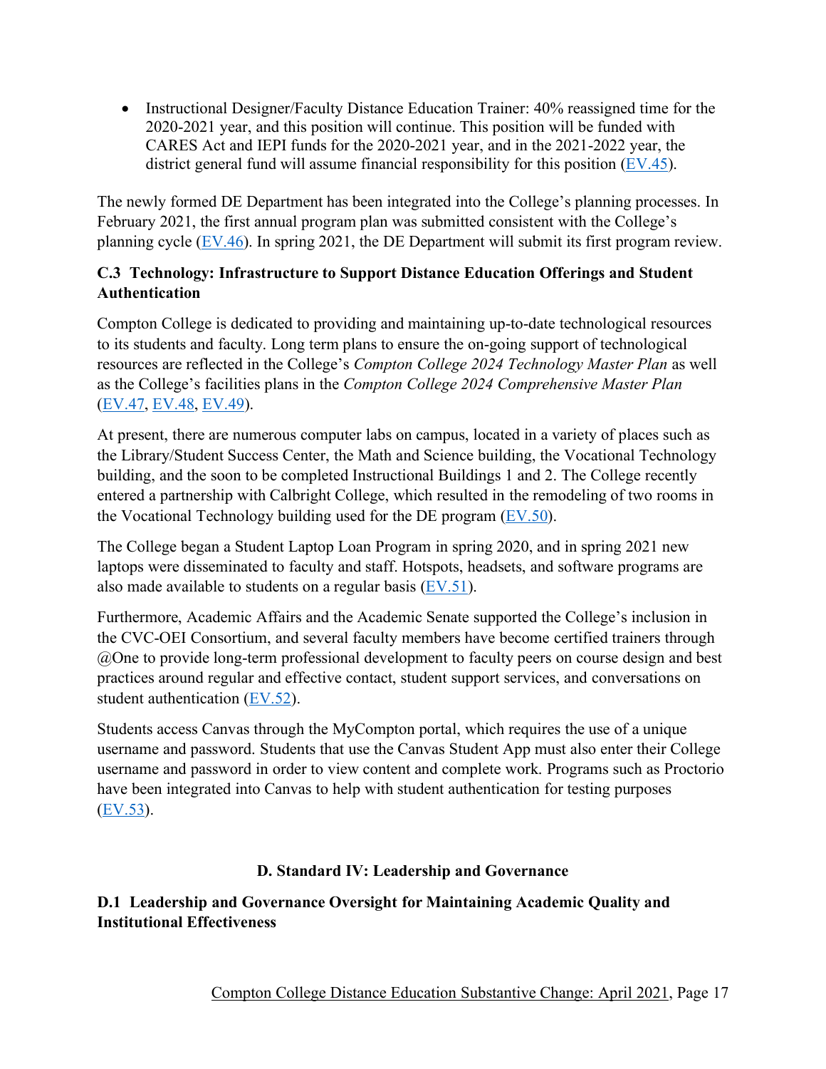- Instructional Designer/Faculty Distance Education Trainer: 40% reassigned time for the 2020-2021 year, and this position will continue. This position will be funded with CARES Act and IEPI funds for the 2020-2021 year, and in the 2021-2022 year, the district general fund will assume financial responsibility for this position (EV.45).

The newly formed DE Department has been integrated into the College's planning processes. In February 2021, the first annual program plan was submitted consistent with the College's planning cycle (EV.46). In spring 2021, the DE Department will submit its first program review.

### C.3 Technology: Infrastructure to Support Distance Education Offerings and Student Authentication

Compton College is dedicated to providing and maintaining up-to-date technological resources to its students and faculty. Long term plans to ensure the on-going support of technological resources are reflected in the College's *Compton College 2024 Technology Master Plan* as well as the College's facilities plans in the *Compton College 2024 Comprehensive Master Plan* (EV.47, EV.48, EV.49).

At present, there are numerous computer labs on campus, located in a variety of places such as the Library/Student Success Center, the Math and Science building, the Vocational Technology building, and the soon to be completed Instructional Buildings 1 and 2. The College recently entered a partnership with Calbright College, which resulted in the remodeling of two rooms in the Vocational Technology building used for the DE program (EV.50).

The College began a Student Laptop Loan Program in spring 2020, and in spring 2021 new laptops were disseminated to faculty and staff. Hotspots, headsets, and software programs are also made available to students on a regular basis (EV.51).

Furthermore, Academic Affairs and the Academic Senate supported the College's inclusion in the CVC-OEI Consortium, and several faculty members have become certified trainers through @One to provide long-term professional development to faculty peers on course design and best practices around regular and effective contact, student support services, and conversations on student authentication (EV.52).

Students access Canvas through the MyCompton portal, which requires the use of a unique username and password. Students that use the Canvas Student App must also enter their College username and password in order to view content and complete work. Programs such as Proctorio have been integrated into Canvas to help with student authentication for testing purposes (EV.53).

## D. Standard IV: Leadership and Governance

### D.1 Leadership and Governance Oversight for Maintaining Academic Quality and Institutional Effectiveness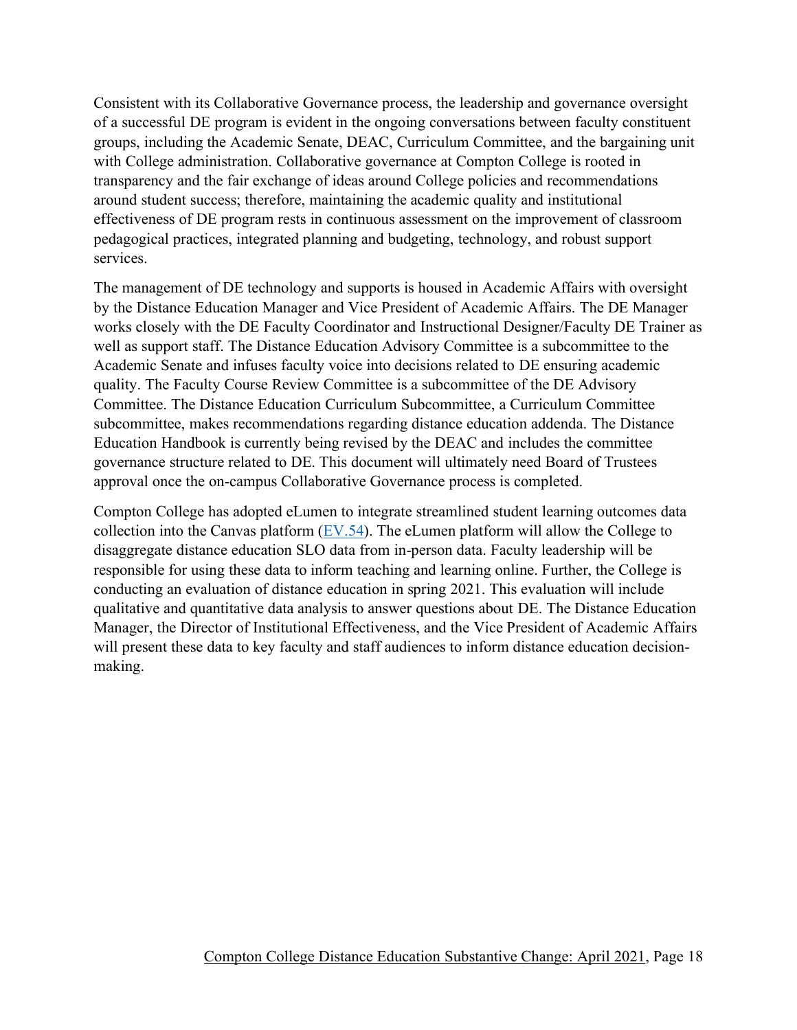Consistent with its Collaborative Governance process, the leadership and governance oversight of a successful DE program is evident in the ongoing conversations between faculty constituent groups, including the Academic Senate, DEAC, Curriculum Committee, and the bargaining unit with College administration. Collaborative governance at Compton College is rooted in transparency and the fair exchange of ideas around College policies and recommendations around student success; therefore, maintaining the academic quality and institutional effectiveness of DE program rests in continuous assessment on the improvement of classroom pedagogical practices, integrated planning and budgeting, technology, and robust support services.

The management of DE technology and supports is housed in Academic Affairs with oversight by the Distance Education Manager and Vice President of Academic Affairs. The DE Manager works closely with the DE Faculty Coordinator and Instructional Designer/Faculty DE Trainer as well as support staff. The Distance Education Advisory Committee is a subcommittee to the Academic Senate and infuses faculty voice into decisions related to DE ensuring academic quality. The Faculty Course Review Committee is a subcommittee of the DE Advisory Committee. The Distance Education Curriculum Subcommittee, a Curriculum Committee subcommittee, makes recommendations regarding distance education addenda. The Distance Education Handbook is currently being revised by the DEAC and includes the committee governance structure related to DE. This document will ultimately need Board of Trustees approval once the on-campus Collaborative Governance process is completed.

Compton College has adopted eLumen to integrate streamlined student learning outcomes data collection into the Canvas platform (EV.54). The eLumen platform will allow the College to disaggregate distance education SLO data from in-person data. Faculty leadership will be responsible for using these data to inform teaching and learning online. Further, the College is conducting an evaluation of distance education in spring 2021. This evaluation will include qualitative and quantitative data analysis to answer questions about DE. The Distance Education Manager, the Director of Institutional Effectiveness, and the Vice President of Academic Affairs will present these data to key faculty and staff audiences to inform distance education decision-making.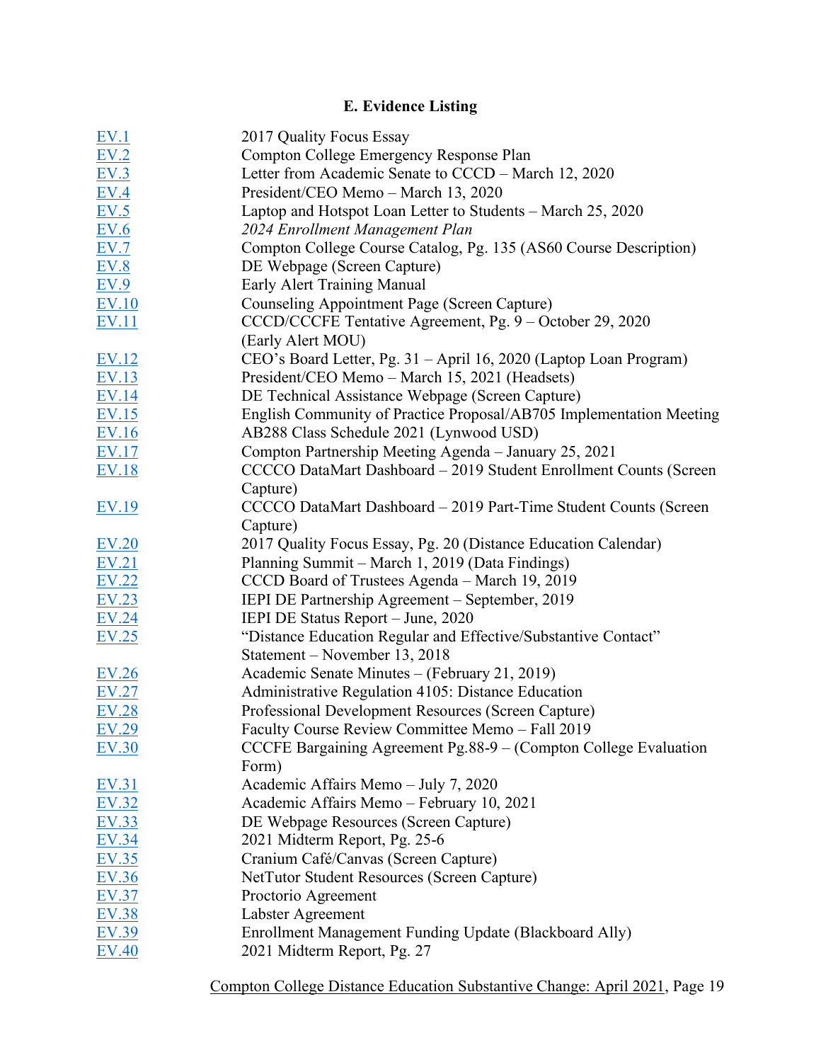### E. Evidence Listing

| | |
|---|---|
| EV.1 | 2017 Quality Focus Essay |
| EV.2 | Compton College Emergency Response Plan |
| EV.3 | Letter from Academic Senate to CCCD – March 12, 2020 |
| EV.4 | President/CEO Memo – March 13, 2020 |
| EV.5 | Laptop and Hotspot Loan Letter to Students – March 25, 2020 |
| EV.6 | *2024 Enrollment Management Plan* |
| EV.7 | Compton College Course Catalog, Pg. 135 (AS60 Course Description) |
| EV.8 | DE Webpage (Screen Capture) |
| EV.9 | Early Alert Training Manual |
| EV.10 | Counseling Appointment Page (Screen Capture) |
| EV.11 | CCCD/CCCFE Tentative Agreement, Pg. 9 – October 29, 2020 (Early Alert MOU) |
| EV.12 | CEO's Board Letter, Pg. 31 – April 16, 2020 (Laptop Loan Program) |
| EV.13 | President/CEO Memo – March 15, 2021 (Headsets) |
| EV.14 | DE Technical Assistance Webpage (Screen Capture) |
| EV.15 | English Community of Practice Proposal/AB705 Implementation Meeting |
| EV.16 | AB288 Class Schedule 2021 (Lynwood USD) |
| EV.17 | Compton Partnership Meeting Agenda – January 25, 2021 |
| EV.18 | CCCCO DataMart Dashboard – 2019 Student Enrollment Counts (Screen Capture) |
| EV.19 | CCCCO DataMart Dashboard – 2019 Part-Time Student Counts (Screen Capture) |
| EV.20 | 2017 Quality Focus Essay, Pg. 20 (Distance Education Calendar) |
| EV.21 | Planning Summit – March 1, 2019 (Data Findings) |
| EV.22 | CCCD Board of Trustees Agenda – March 19, 2019 |
| EV.23 | IEPI DE Partnership Agreement – September, 2019 |
| EV.24 | IEPI DE Status Report – June, 2020 |
| EV.25 | "Distance Education Regular and Effective/Substantive Contact" Statement – November 13, 2018 |
| EV.26 | Academic Senate Minutes – (February 21, 2019) |
| EV.27 | Administrative Regulation 4105: Distance Education |
| EV.28 | Professional Development Resources (Screen Capture) |
| EV.29 | Faculty Course Review Committee Memo – Fall 2019 |
| EV.30 | CCCFE Bargaining Agreement Pg.88-9 – (Compton College Evaluation Form) |
| EV.31 | Academic Affairs Memo – July 7, 2020 |
| EV.32 | Academic Affairs Memo – February 10, 2021 |
| EV.33 | DE Webpage Resources (Screen Capture) |
| EV.34 | 2021 Midterm Report, Pg. 25-6 |
| EV.35 | Cranium Café/Canvas (Screen Capture) |
| EV.36 | NetTutor Student Resources (Screen Capture) |
| EV.37 | Proctorio Agreement |
| EV.38 | Labster Agreement |
| EV.39 | Enrollment Management Funding Update (Blackboard Ally) |
| EV.40 | 2021 Midterm Report, Pg. 27 |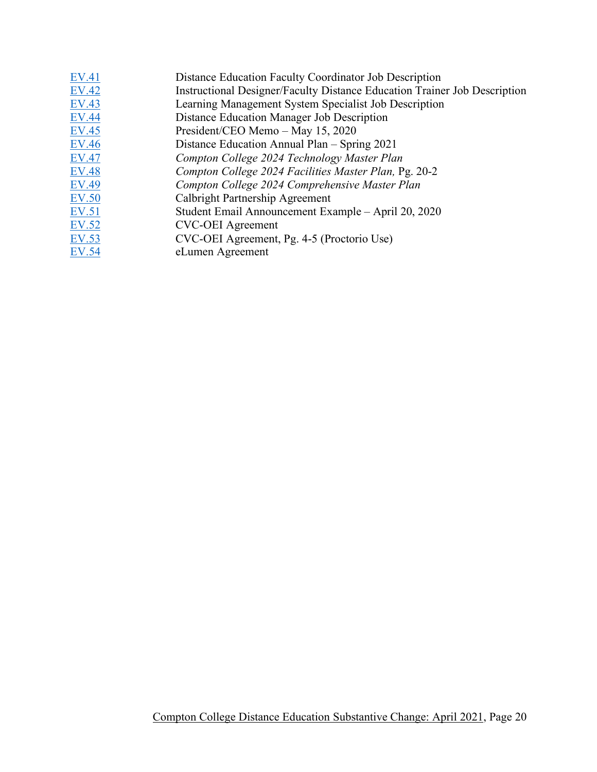| | |
|---|---|
| EV.41 | Distance Education Faculty Coordinator Job Description |
| EV.42 | Instructional Designer/Faculty Distance Education Trainer Job Description |
| EV.43 | Learning Management System Specialist Job Description |
| EV.44 | Distance Education Manager Job Description |
| EV.45 | President/CEO Memo – May 15, 2020 |
| EV.46 | Distance Education Annual Plan – Spring 2021 |
| EV.47 | *Compton College 2024 Technology Master Plan* |
| EV.48 | *Compton College 2024 Facilities Master Plan,* Pg. 20-2 |
| EV.49 | *Compton College 2024 Comprehensive Master Plan* |
| EV.50 | Calbright Partnership Agreement |
| EV.51 | Student Email Announcement Example – April 20, 2020 |
| EV.52 | CVC-OEI Agreement |
| EV.53 | CVC-OEI Agreement, Pg. 4-5 (Proctorio Use) |
| EV.54 | eLumen Agreement |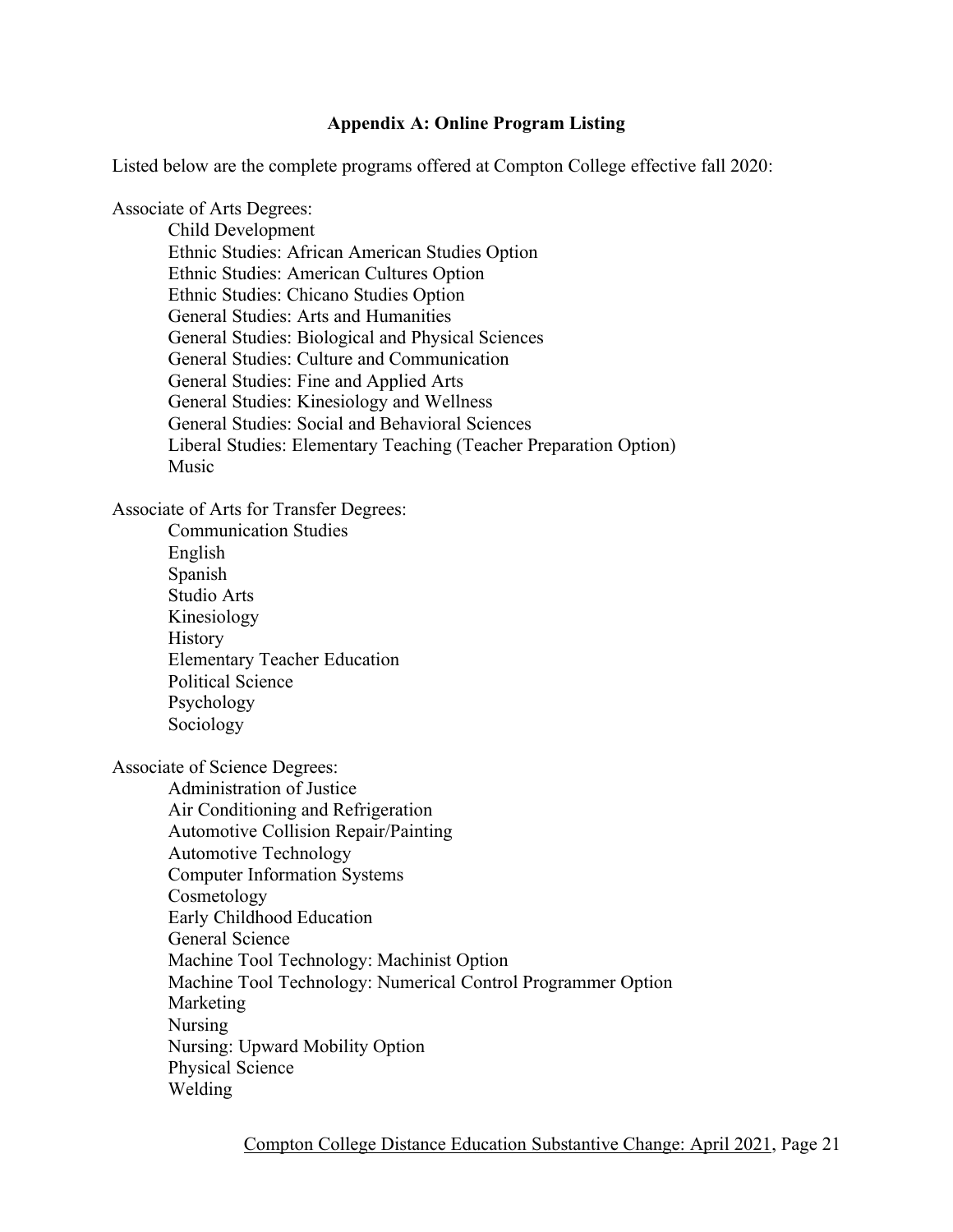## Appendix A: Online Program Listing

Listed below are the complete programs offered at Compton College effective fall 2020:

Associate of Arts Degrees:

- Child Development
- Ethnic Studies: African American Studies Option
- Ethnic Studies: American Cultures Option
- Ethnic Studies: Chicano Studies Option
- General Studies: Arts and Humanities
- General Studies: Biological and Physical Sciences
- General Studies: Culture and Communication
- General Studies: Fine and Applied Arts
- General Studies: Kinesiology and Wellness
- General Studies: Social and Behavioral Sciences
- Liberal Studies: Elementary Teaching (Teacher Preparation Option)
- Music

Associate of Arts for Transfer Degrees:

- Communication Studies
- English
- Spanish
- Studio Arts
- Kinesiology
- History
- Elementary Teacher Education
- Political Science
- Psychology
- Sociology

Associate of Science Degrees:

- Administration of Justice
- Air Conditioning and Refrigeration
- Automotive Collision Repair/Painting
- Automotive Technology
- Computer Information Systems
- Cosmetology
- Early Childhood Education
- General Science
- Machine Tool Technology: Machinist Option
- Machine Tool Technology: Numerical Control Programmer Option
- Marketing
- Nursing
- Nursing: Upward Mobility Option
- Physical Science
- Welding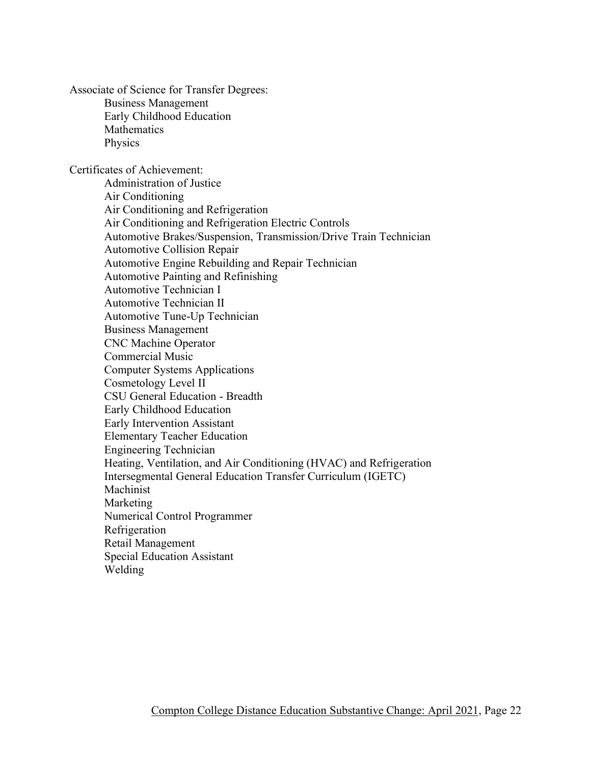Associate of Science for Transfer Degrees:

- Business Management
- Early Childhood Education
- Mathematics
- Physics

Certificates of Achievement:

- Administration of Justice
- Air Conditioning
- Air Conditioning and Refrigeration
- Air Conditioning and Refrigeration Electric Controls
- Automotive Brakes/Suspension, Transmission/Drive Train Technician
- Automotive Collision Repair
- Automotive Engine Rebuilding and Repair Technician
- Automotive Painting and Refinishing
- Automotive Technician I
- Automotive Technician II
- Automotive Tune-Up Technician
- Business Management
- CNC Machine Operator
- Commercial Music
- Computer Systems Applications
- Cosmetology Level II
- CSU General Education - Breadth
- Early Childhood Education
- Early Intervention Assistant
- Elementary Teacher Education
- Engineering Technician
- Heating, Ventilation, and Air Conditioning (HVAC) and Refrigeration
- Intersegmental General Education Transfer Curriculum (IGETC)
- Machinist
- Marketing
- Numerical Control Programmer
- Refrigeration
- Retail Management
- Special Education Assistant
- Welding